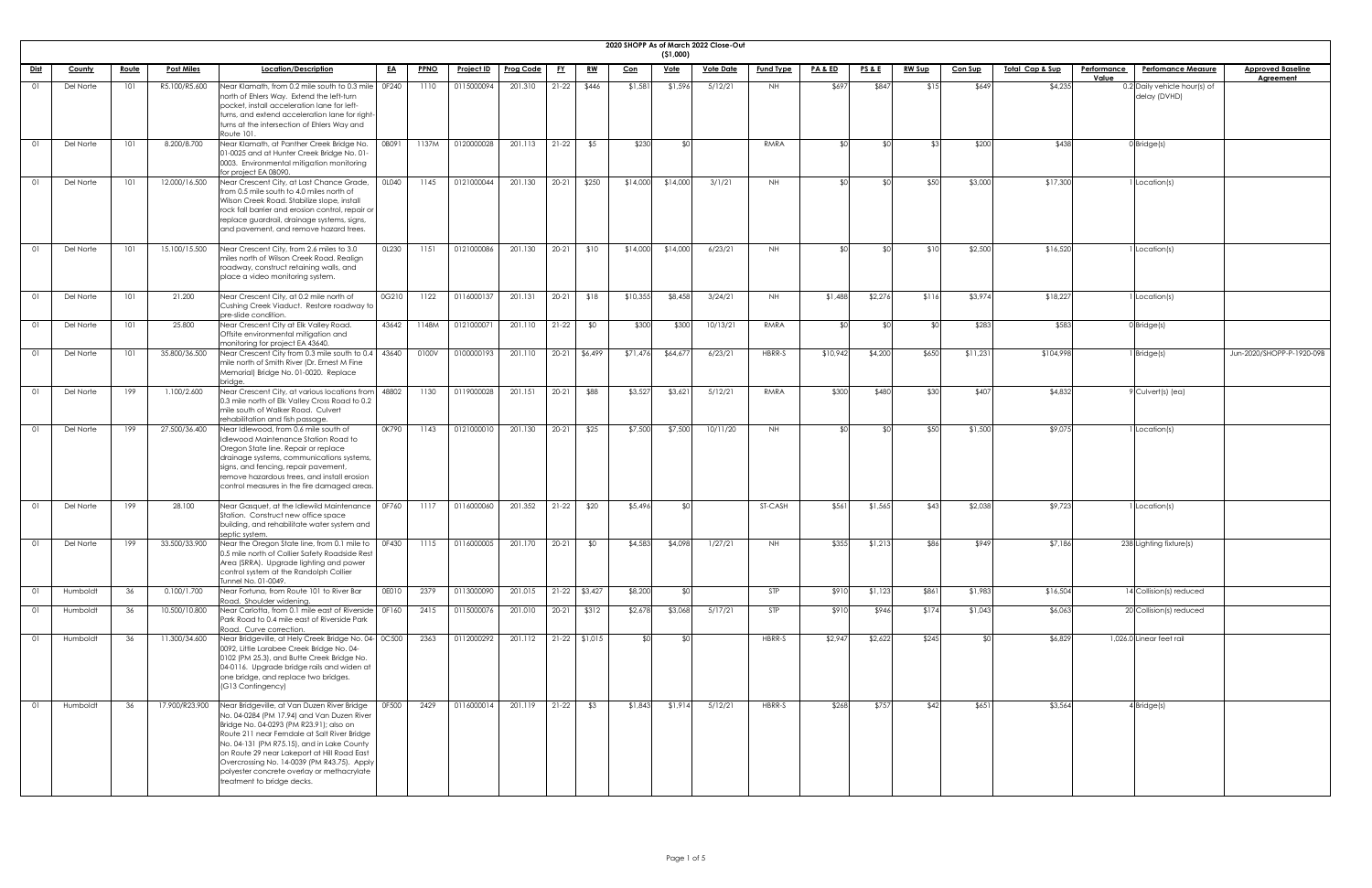# 2020 SHOPP As of March 2022 Close-Out

($1,000)

| Dist | County | Route | Post Miles | Location/Description | EA | PPNO | Project ID | Prog Code | FY | RW | Con | Vote | Vote Date | Fund Type | PA & ED | PS & E | RW Sup | Con Sup | Total Cap & Sup | Performance Value | Perfomance Measure | Approved Baseline Agreement |
|---|---|---|---|---|---|---|---|---|---|---|---|---|---|---|---|---|---|---|---|---|---|---|
| 01 | Del Norte | 101 | R5.100/R5.600 | Near Klamath, from 0.2 mile south to 0.3 mile north of Ehlers Way. Extend the left-turn pocket, install acceleration lane for left-turns, and extend acceleration lane for right-turns at the intersection of Ehlers Way and Route 101. | 0F240 | 1110 | 0115000094 | 201.310 | 21-22 | $446 | $1,581 | $1,596 | 5/12/21 | NH | $697 | $847 | $15 | $649 | $4,235 | 0.2 | Daily vehicle hour(s) of delay (DVHD) | |
| 01 | Del Norte | 101 | 8.200/8.700 | Near Klamath, at Panther Creek Bridge No. 01-0025 and at Hunter Creek Bridge No. 01-0003. Environmental mitigation monitoring for project EA 08090. | 08091 | 1137M | 0120000028 | 201.113 | 21-22 | $5 | $230 | $0 | | RMRA | $0 | $0 | $3 | $200 | $438 | 0 | Bridge(s) | |
| 01 | Del Norte | 101 | 12.000/16.500 | Near Crescent City, at Last Chance Grade, from 0.5 mile south to 4.0 miles north of Wilson Creek Road. Stabilize slope, install rock fall barrier and erosion control, repair or replace guardrail, drainage systems, signs, and pavement, and remove hazard trees. | 0L040 | 1145 | 0121000044 | 201.130 | 20-21 | $250 | $14,000 | $14,000 | 3/1/21 | NH | $0 | $0 | $50 | $3,000 | $17,300 | 1 | Location(s) | |
| 01 | Del Norte | 101 | 15.100/15.500 | Near Crescent City, from 2.6 miles to 3.0 miles north of Wilson Creek Road. Realign roadway, construct retaining walls, and place a video monitoring system. | 0L230 | 1151 | 0121000086 | 201.130 | 20-21 | $10 | $14,000 | $14,000 | 6/23/21 | NH | $0 | $0 | $10 | $2,500 | $16,520 | 1 | Location(s) | |
| 01 | Del Norte | 101 | 21.200 | Near Crescent City, at 0.2 mile north of Cushing Creek Viaduct. Restore roadway to pre-slide condition. | 0G210 | 1122 | 0116000137 | 201.131 | 20-21 | $18 | $10,355 | $8,458 | 3/24/21 | NH | $1,488 | $2,276 | $116 | $3,974 | $18,227 | 1 | Location(s) | |
| 01 | Del Norte | 101 | 25.800 | Near Crescent City at Elk Valley Road. Offsite environmental mitigation and monitoring for project EA 43640. | 43642 | 1148M | 0121000071 | 201.110 | 21-22 | $0 | $300 | $300 | 10/13/21 | RMRA | $0 | $0 | $0 | $283 | $583 | 0 | Bridge(s) | |
| 01 | Del Norte | 101 | 35.800/36.500 | Near Crescent City from 0.3 mile south to 0.4 mile north of Smith River (Dr. Ernest M Fine Memorial) Bridge No. 01-0020. Replace bridge. | 43640 | 0100V | 0100000193 | 201.110 | 20-21 | $6,499 | $71,476 | $64,677 | 6/23/21 | HBRR-S | $10,942 | $4,200 | $650 | $11,231 | $104,998 | 1 | Bridge(s) | Jun-2020/SHOPP-P-1920-09B |
| 01 | Del Norte | 199 | 1.100/2.600 | Near Crescent City, at various locations from 0.3 mile north of Elk Valley Cross Road to 0.2 mile south of Walker Road. Culvert rehabilitation and fish passage. | 48802 | 1130 | 0119000028 | 201.151 | 20-21 | $88 | $3,527 | $3,621 | 5/12/21 | RMRA | $300 | $480 | $30 | $407 | $4,832 | 9 | Culvert(s) (ea) | |
| 01 | Del Norte | 199 | 27.500/36.400 | Near Idlewood, from 0.6 mile south of Idlewood Maintenance Station Road to Oregon State line. Repair or replace drainage systems, communications systems, signs, and fencing, repair pavement, remove hazardous trees, and install erosion control measures in the fire damaged areas. | 0K790 | 1143 | 0121000010 | 201.130 | 20-21 | $25 | $7,500 | $7,500 | 10/11/20 | NH | $0 | $0 | $50 | $1,500 | $9,075 | 1 | Location(s) | |
| 01 | Del Norte | 199 | 28.100 | Near Gasquet, at the Idlewild Maintenance Station. Construct new office space building, and rehabilitate water system and septic system. | 0F760 | 1117 | 0116000060 | 201.352 | 21-22 | $20 | $5,496 | $0 | | ST-CASH | $561 | $1,565 | $43 | $2,038 | $9,723 | 1 | Location(s) | |
| 01 | Del Norte | 199 | 33.500/33.900 | Near the Oregon State line, from 0.1 mile to 0.5 mile north of Collier Safety Roadside Rest Area (SRRA). Upgrade lighting and power control system at the Randolph Collier Tunnel No. 01-0049. | 0F430 | 1115 | 0116000005 | 201.170 | 20-21 | $0 | $4,583 | $4,098 | 1/27/21 | NH | $355 | $1,213 | $86 | $949 | $7,186 | 238 | Lighting fixture(s) | |
| 01 | Humboldt | 36 | 0.100/1.700 | Near Fortuna, from Route 101 to River Bar Road. Shoulder widening. | 0E010 | 2379 | 0113000090 | 201.015 | 21-22 | $3,427 | $8,200 | $0 | | STP | $910 | $1,123 | $861 | $1,983 | $16,504 | 14 | Collision(s) reduced | |
| 01 | Humboldt | 36 | 10.500/10.800 | Near Carlotta, from 0.1 mile east of Riverside Park Road to 0.4 mile east of Riverside Park Road. Curve correction. | 0F160 | 2415 | 0115000076 | 201.010 | 20-21 | $312 | $2,678 | $3,068 | 5/17/21 | STP | $910 | $946 | $174 | $1,043 | $6,063 | 20 | Collision(s) reduced | |
| 01 | Humboldt | 36 | 11.300/34.600 | Near Bridgeville, at Hely Creek Bridge No. 04-0092, Little Larabee Creek Bridge No. 04-0102 (PM 25.3), and Butte Creek Bridge No. 04-0116. Upgrade bridge rails and widen at one bridge, and replace two bridges. (G13 Contingency) | 0C500 | 2363 | 0112000292 | 201.112 | 21-22 | $1,015 | $0 | $0 | | HBRR-S | $2,947 | $2,622 | $245 | $0 | $6,829 | 1,026.0 | Linear feet rail | |
| 01 | Humboldt | 36 | 17.900/R23.900 | Near Bridgeville, at Van Duzen River Bridge No. 04-0284 (PM 17.94) and Van Duzen River Bridge No. 04-0293 (PM R23.91); also on Route 211 near Ferndale at Salt River Bridge No. 04-131 (PM R75.15), and in Lake County on Route 29 near Lakeport at Hill Road East Overcrossing No. 14-0039 (PM R43.75). Apply polyester concrete overlay or methacrylate treatment to bridge decks. | 0F500 | 2429 | 0116000014 | 201.119 | 21-22 | $3 | $1,843 | $1,914 | 5/12/21 | HBRR-S | $268 | $757 | $42 | $651 | $3,564 | 4 | Bridge(s) | |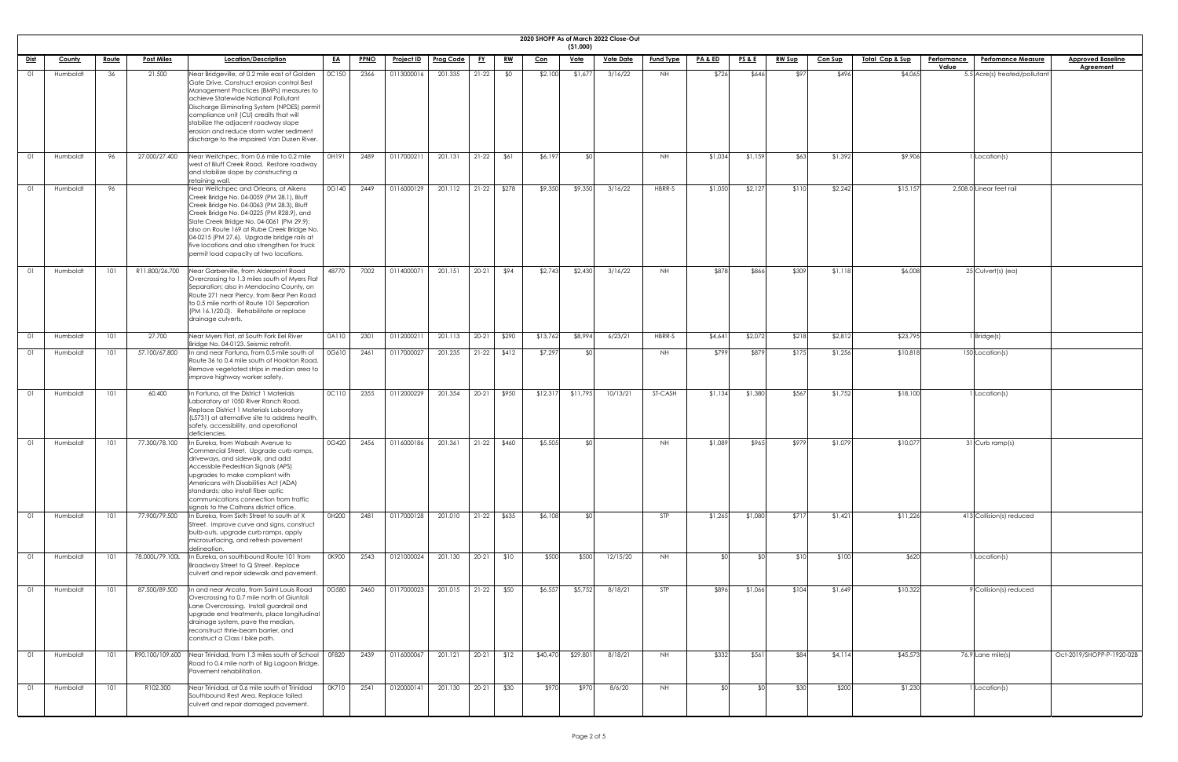## 2020 SHOPP As of March 2022 Close-Out

($1,000)

| Dist | County | Route | Post Miles | Location/Description | EA | PPNO | Project ID | Prog Code | FY | RW | Con | Vote | Vote Date | Fund Type | PA & ED | PS & E | RW Sup | Con Sup | Total Cap & Sup | Performance Value | Perfomance Measure | Approved Baseline Agreement |
|---|---|---|---|---|---|---|---|---|---|---|---|---|---|---|---|---|---|---|---|---|---|---|
| 01 | Humboldt | 36 | 21.500 | Near Bridgeville, at 0.2 mile east of Golden Gate Drive. Construct erosion control Best Management Practices (BMPs) measures to achieve Statewide National Pollutant Discharge Eliminating System (NPDES) permit compliance unit (CU) credits that will stabilize the adjacent roadway slope erosion and reduce storm water sediment discharge to the impaired Van Duzen River. | 0C150 | 2366 | 0113000016 | 201.335 | 21-22 | $0 | $2,100 | $1,677 | 3/16/22 | NH | $726 | $646 | $97 | $496 | $4,065 | 5.5 | Acre(s) treated/pollutant | |
| 01 | Humboldt | 96 | 27.000/27.400 | Near Weitchpec, from 0.6 mile to 0.2 mile west of Bluff Creek Road. Restore roadway and stabilize slope by constructing a retaining wall. | 0H191 | 2489 | 0117000211 | 201.131 | 21-22 | $61 | $6,197 | $0 | | NH | $1,034 | $1,159 | $63 | $1,392 | $9,906 | 1 | Location(s) | |
| 01 | Humboldt | 96 | | Near Weitchpec and Orleans, at Aikens Creek Bridge No. 04-0059 (PM 28.1), Bluff Creek Bridge No. 04-0063 (PM 28.3), Bluff Creek Bridge No. 04-0225 (PM R28.9), and Slate Creek Bridge No. 04-0061 (PM 29.9); also on Route 169 at Rube Creek Bridge No. 04-0215 (PM 27.6). Upgrade bridge rails at five locations and also strengthen for truck permit load capacity at two locations. | 0G140 | 2449 | 0116000129 | 201.112 | 21-22 | $278 | $9,350 | $9,350 | 3/16/22 | HBRR-S | $1,050 | $2,127 | $110 | $2,242 | $15,157 | 2,508.0 | Linear feet rail | |
| 01 | Humboldt | 101 | R11.800/26.700 | Near Garberville, from Alderpoint Road Overcrossing to 1.3 miles south of Myers Flat Separation; also in Mendocino County, on Route 271 near Piercy, from Bear Pen Road to 0.5 mile north of Route 101 Separation (PM 16.1/20.0). Rehabilitate or replace drainage culverts. | 48770 | 7002 | 0114000071 | 201.151 | 20-21 | $94 | $2,743 | $2,430 | 3/16/22 | NH | $878 | $866 | $309 | $1,118 | $6,008 | 25 | Culvert(s) (ea) | |
| 01 | Humboldt | 101 | 27.700 | Near Myers Flat, at South Fork Eel River Bridge No. 04-0123. Seismic retrofit. | 0A110 | 2301 | 0112000211 | 201.113 | 20-21 | $290 | $13,762 | $8,994 | 6/23/21 | HBRR-S | $4,641 | $2,072 | $218 | $2,812 | $23,795 | 1 | Bridge(s) | |
| 01 | Humboldt | 101 | 57.100/67.800 | In and near Fortuna, from 0.5 mile south of Route 36 to 0.4 mile south of Hookton Road. Remove vegetated strips in median area to improve highway worker safety. | 0G610 | 2461 | 0117000027 | 201.235 | 21-22 | $412 | $7,297 | $0 | | NH | $799 | $879 | $175 | $1,256 | $10,818 | 150 | Location(s) | |
| 01 | Humboldt | 101 | 60.400 | In Fortuna, at the District 1 Materials Laboratory at 1050 River Ranch Road. Replace District 1 Materials Laboratory (L5731) at alternative site to address health, safety, accessibility, and operational deficiencies. | 0C110 | 2355 | 0112000229 | 201.354 | 20-21 | $950 | $12,317 | $11,795 | 10/13/21 | ST-CASH | $1,134 | $1,380 | $567 | $1,752 | $18,100 | 1 | Location(s) | |
| 01 | Humboldt | 101 | 77.300/78.100 | In Eureka, from Wabash Avenue to Commercial Street. Upgrade curb ramps, driveways, and sidewalk, and add Accessible Pedestrian Signals (APS) upgrades to make compliant with Americans with Disabilities Act (ADA) standards; also install fiber optic communications connection from traffic signals to the Caltrans district office. | 0G420 | 2456 | 0116000186 | 201.361 | 21-22 | $460 | $5,505 | $0 | | NH | $1,089 | $965 | $979 | $1,079 | $10,077 | 31 | Curb ramp(s) | |
| 01 | Humboldt | 101 | 77.900/79.500 | In Eureka, from Sixth Street to south of X Street. Improve curve and signs, construct bulb-outs, upgrade curb ramps, apply microsurfacing, and refresh pavement delineation. | 0H200 | 2481 | 0117000128 | 201.010 | 21-22 | $635 | $6,108 | $0 | | STP | $1,265 | $1,080 | $717 | $1,421 | $11,226 | 413 | Collision(s) reduced | |
| 01 | Humboldt | 101 | 78.000L/79.100L | In Eureka, on southbound Route 101 from Broadway Street to Q Street. Replace culvert and repair sidewalk and pavement. | 0K900 | 2543 | 0121000024 | 201.130 | 20-21 | $10 | $500 | $500 | 12/15/20 | NH | $0 | $0 | $10 | $100 | $620 | 1 | Location(s) | |
| 01 | Humboldt | 101 | 87.500/89.500 | In and near Arcata, from Saint Louis Road Overcrossing to 0.7 mile north of Giuntoli Lane Overcrossing. Install guardrail and upgrade end treatments, place longitudinal drainage system, pave the median, reconstruct thrie-beam barrier, and construct a Class I bike path. | 0G580 | 2460 | 0117000023 | 201.015 | 21-22 | $50 | $6,557 | $5,752 | 8/18/21 | STP | $896 | $1,066 | $104 | $1,649 | $10,322 | 9 | Collision(s) reduced | |
| 01 | Humboldt | 101 | R90.100/109.600 | Near Trinidad, from 1.3 miles south of School Road to 0.4 mile north of Big Lagoon Bridge. Pavement rehabilitation. | 0F820 | 2439 | 0116000067 | 201.121 | 20-21 | $12 | $40,470 | $29,801 | 8/18/21 | NH | $332 | $561 | $84 | $4,114 | $45,573 | 76.9 | Lane mile(s) | Oct-2019/SHOPP-P-1920-02B |
| 01 | Humboldt | 101 | R102.300 | Near Trinidad, at 0.6 mile south of Trinidad Southbound Rest Area. Replace failed culvert and repair damaged pavement. | 0K710 | 2541 | 0120000141 | 201.130 | 20-21 | $30 | $970 | $970 | 8/6/20 | NH | $0 | $0 | $30 | $200 | $1,230 | 1 | Location(s) | |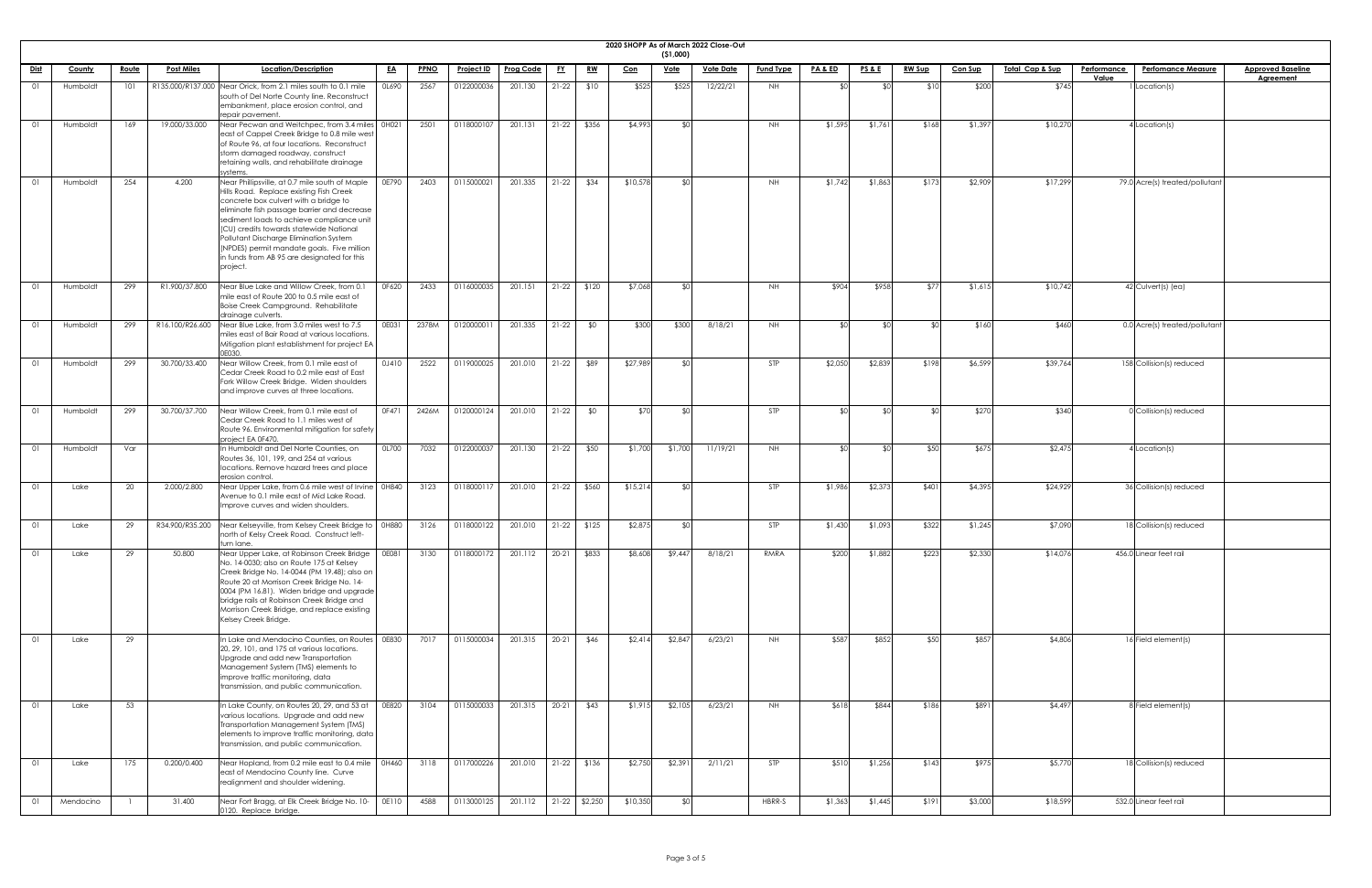## 2020 SHOPP As of March 2022 Close-Out

($1,000)

| Dist | County | Route | Post Miles | Location/Description | EA | PPNO | Project ID | Prog Code | FY | RW | Con | Vote | Vote Date | Fund Type | PA & ED | PS & E | RW Sup | Con Sup | Total Cap & Sup | Performance Value | Perfomance Measure | Approved Baseline Agreement |
|---|---|---|---|---|---|---|---|---|---|---|---|---|---|---|---|---|---|---|---|---|---|---|
| 01 | Humboldt | 101 | R135.000/R137.000 | Near Orick, from 2.1 miles south to 0.1 mile south of Del Norte County line. Reconstruct embankment, place erosion control, and repair pavement. | 0L690 | 2567 | 0122000036 | 201.130 | 21-22 | $10 | $525 | $525 | 12/22/21 | NH | $0 | $0 | $10 | $200 | $745 | 1 | Location(s) | |
| 01 | Humboldt | 169 | 19.000/33.000 | Near Pecwan and Weitchpec, from 3.4 miles east of Cappel Creek Bridge to 0.8 mile west of Route 96, at four locations. Reconstruct storm damaged roadway, construct retaining walls, and rehabilitate drainage systems. | 0H021 | 2501 | 0118000107 | 201.131 | 21-22 | $356 | $4,993 | $0 | | NH | $1,595 | $1,761 | $168 | $1,397 | $10,270 | 4 | Location(s) | |
| 01 | Humboldt | 254 | 4.200 | Near Phillipsville, at 0.7 mile south of Maple Hills Road. Replace existing Fish Creek concrete box culvert with a bridge to eliminate fish passage barrier and decrease sediment loads to achieve compliance unit (CU) credits towards statewide National Pollutant Discharge Elimination System (NPDES) permit mandate goals. Five million in funds from AB 95 are designated for this project. | 0E790 | 2403 | 0115000021 | 201.335 | 21-22 | $34 | $10,578 | $0 | | NH | $1,742 | $1,863 | $173 | $2,909 | $17,299 | 79.0 | Acre(s) treated/pollutant | |
| 01 | Humboldt | 299 | R1.900/37.800 | Near Blue Lake and Willow Creek, from 0.1 mile east of Route 200 to 0.5 mile east of Boise Creek Campground. Rehabilitate drainage culverts. | 0F620 | 2433 | 0116000035 | 201.151 | 21-22 | $120 | $7,068 | $0 | | NH | $904 | $958 | $77 | $1,615 | $10,742 | 42 | Culvert(s) (ea) | |
| 01 | Humboldt | 299 | R16.100/R26.600 | Near Blue Lake, from 3.0 miles west to 7.5 miles east of Bair Road at various locations. Mitigation plant establishment for project EA 0E030. | 0E031 | 2378M | 0120000011 | 201.335 | 21-22 | $0 | $300 | $300 | 8/18/21 | NH | $0 | $0 | $0 | $160 | $460 | 0.0 | Acre(s) treated/pollutant | |
| 01 | Humboldt | 299 | 30.700/33.400 | Near Willow Creek, from 0.1 mile east of Cedar Creek Road to 0.2 mile east of East Fork Willow Creek Bridge. Widen shoulders and improve curves at three locations. | 0J410 | 2522 | 0119000025 | 201.010 | 21-22 | $89 | $27,989 | $0 | | STP | $2,050 | $2,839 | $198 | $6,599 | $39,764 | 158 | Collision(s) reduced | |
| 01 | Humboldt | 299 | 30.700/37.700 | Near Willow Creek, from 0.1 mile east of Cedar Creek Road to 1.1 miles west of Route 96. Environmental mitigation for safety project EA 0F470. | 0F471 | 2426M | 0120000124 | 201.010 | 21-22 | $0 | $70 | $0 | | STP | $0 | $0 | $0 | $270 | $340 | 0 | Collision(s) reduced | |
| 01 | Humboldt | Var | | In Humboldt and Del Norte Counties, on Routes 36, 101, 199, and 254 at various locations. Remove hazard trees and place erosion control. | 0L700 | 7032 | 0122000037 | 201.130 | 21-22 | $50 | $1,700 | $1,700 | 11/19/21 | NH | $0 | $0 | $50 | $675 | $2,475 | 4 | Location(s) | |
| 01 | Lake | 20 | 2.000/2.800 | Near Upper Lake, from 0.6 mile west of Irvine Avenue to 0.1 mile east of Mid Lake Road. Improve curves and widen shoulders. | 0H840 | 3123 | 0118000117 | 201.010 | 21-22 | $560 | $15,214 | $0 | | STP | $1,986 | $2,373 | $401 | $4,395 | $24,929 | 36 | Collision(s) reduced | |
| 01 | Lake | 29 | R34.900/R35.200 | Near Kelseyville, from Kelsey Creek Bridge to north of Kelsey Creek Road. Construct left-turn lane. | 0H880 | 3126 | 0118000122 | 201.010 | 21-22 | $125 | $2,875 | $0 | | STP | $1,430 | $1,093 | $322 | $1,245 | $7,090 | 18 | Collision(s) reduced | |
| 01 | Lake | 29 | 50.800 | Near Upper Lake, at Robinson Creek Bridge No. 14-0030; also on Route 175 at Kelsey Creek Bridge No. 14-0044 (PM 19.48); also on Route 20 at Morrison Creek Bridge No. 14-0004 (PM 16.81). Widen bridge and upgrade bridge rails at Robinson Creek Bridge and Morrison Creek Bridge, and replace existing Kelsey Creek Bridge. | 0E081 | 3130 | 0118000172 | 201.112 | 20-21 | $833 | $8,608 | $9,447 | 8/18/21 | RMRA | $200 | $1,882 | $223 | $2,330 | $14,076 | 456.0 | Linear feet rail | |
| 01 | Lake | 29 | | In Lake and Mendocino Counties, on Routes 20, 29, 101, and 175 at various locations. Upgrade and add new Transportation Management System (TMS) elements to improve traffic monitoring, data transmission, and public communication. | 0E830 | 7017 | 0115000034 | 201.315 | 20-21 | $46 | $2,414 | $2,847 | 6/23/21 | NH | $587 | $852 | $50 | $857 | $4,806 | 16 | Field element(s) | |
| 01 | Lake | 53 | | In Lake County, on Routes 20, 29, and 53 at various locations. Upgrade and add new Transportation Management System (TMS) elements to improve traffic monitoring, data transmission, and public communication. | 0E820 | 3104 | 0115000033 | 201.315 | 20-21 | $43 | $1,915 | $2,105 | 6/23/21 | NH | $618 | $844 | $186 | $891 | $4,497 | 8 | Field element(s) | |
| 01 | Lake | 175 | 0.200/0.400 | Near Hopland, from 0.2 mile east to 0.4 mile east of Mendocino County line. Curve realignment and shoulder widening. | 0H460 | 3118 | 0117000226 | 201.010 | 21-22 | $136 | $2,750 | $2,391 | 2/11/21 | STP | $510 | $1,256 | $143 | $975 | $5,770 | 18 | Collision(s) reduced | |
| 01 | Mendocino | 1 | 31.400 | Near Fort Bragg, at Elk Creek Bridge No. 10-0120. Replace bridge. | 0E110 | 4588 | 0113000125 | 201.112 | 21-22 | $2,250 | $10,350 | $0 | | HBRR-S | $1,363 | $1,445 | $191 | $3,000 | $18,599 | 532.0 | Linear feet rail | |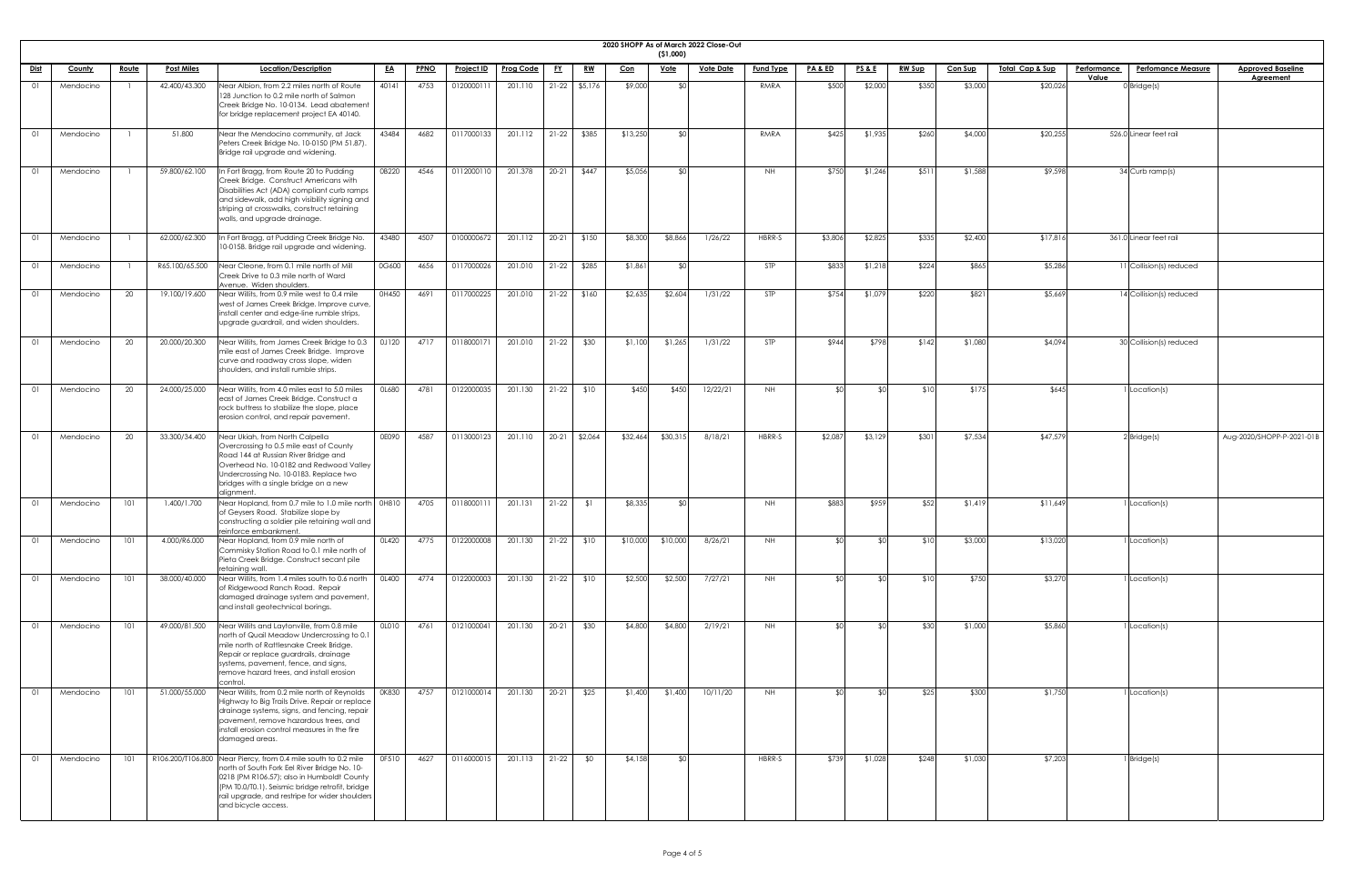# 2020 SHOPP As of March 2022 Close-Out

($1,000)

| Dist | County | Route | Post Miles | Location/Description | EA | PPNO | Project ID | Prog Code | FY | RW | Con | Vote | Vote Date | Fund Type | PA & ED | PS & E | RW Sup | Con Sup | Total Cap & Sup | Performance Value | Perfomance Measure | Approved Baseline Agreement |
|---|---|---|---|---|---|---|---|---|---|---|---|---|---|---|---|---|---|---|---|---|---|---|
| 01 | Mendocino | 1 | 42.400/43.300 | Near Albion, from 2.2 miles north of Route 128 Junction to 0.2 mile north of Salmon Creek Bridge No. 10-0134. Lead abatement for bridge replacement project EA 40140. | 40141 | 4753 | 0120000111 | 201.110 | 21-22 | $5,176 | $9,000 | $0 | | RMRA | $500 | $2,000 | $350 | $3,000 | $20,026 | 0 | Bridge(s) | |
| 01 | Mendocino | 1 | 51.800 | Near the Mendocino community, at Jack Peters Creek Bridge No. 10-0150 (PM 51.87). Bridge rail upgrade and widening. | 43484 | 4682 | 0117000133 | 201.112 | 21-22 | $385 | $13,250 | $0 | | RMRA | $425 | $1,935 | $260 | $4,000 | $20,255 | 526.0 | Linear feet rail | |
| 01 | Mendocino | 1 | 59.800/62.100 | In Fort Bragg, from Route 20 to Pudding Creek Bridge. Construct Americans with Disabilities Act (ADA) compliant curb ramps and sidewalk, add high visibility signing and striping at crosswalks, construct retaining walls, and upgrade drainage. | 0B220 | 4546 | 0112000110 | 201.378 | 20-21 | $447 | $5,056 | $0 | | NH | $750 | $1,246 | $511 | $1,588 | $9,598 | 34 | Curb ramp(s) | |
| 01 | Mendocino | 1 | 62.000/62.300 | In Fort Bragg, at Pudding Creek Bridge No. 10-0158. Bridge rail upgrade and widening. | 43480 | 4507 | 0100000672 | 201.112 | 20-21 | $150 | $8,300 | $8,866 | 1/26/22 | HBRR-S | $3,806 | $2,825 | $335 | $2,400 | $17,816 | 361.0 | Linear feet rail | |
| 01 | Mendocino | 1 | R65.100/65.500 | Near Cleone, from 0.1 mile north of Mill Creek Drive to 0.3 mile north of Ward Avenue. Widen shoulders. | 0G600 | 4656 | 0117000026 | 201.010 | 21-22 | $285 | $1,861 | $0 | | STP | $833 | $1,218 | $224 | $865 | $5,286 | 11 | Collision(s) reduced | |
| 01 | Mendocino | 20 | 19.100/19.600 | Near Willits, from 0.9 mile west to 0.4 mile west of James Creek Bridge. Improve curve, install center and edge-line rumble strips, upgrade guardrail, and widen shoulders. | 0H450 | 4691 | 0117000225 | 201.010 | 21-22 | $160 | $2,635 | $2,604 | 1/31/22 | STP | $754 | $1,079 | $220 | $821 | $5,669 | 14 | Collision(s) reduced | |
| 01 | Mendocino | 20 | 20.000/20.300 | Near Willits, from James Creek Bridge to 0.3 mile east of James Creek Bridge. Improve curve and roadway cross slope, widen shoulders, and install rumble strips. | 0J120 | 4717 | 0118000171 | 201.010 | 21-22 | $30 | $1,100 | $1,265 | 1/31/22 | STP | $944 | $798 | $142 | $1,080 | $4,094 | 30 | Collision(s) reduced | |
| 01 | Mendocino | 20 | 24.000/25.000 | Near Willits, from 4.0 miles east to 5.0 miles east of James Creek Bridge. Construct a rock buttress to stabilize the slope, place erosion control, and repair pavement. | 0L680 | 4781 | 0122000035 | 201.130 | 21-22 | $10 | $450 | $450 | 12/22/21 | NH | $0 | $0 | $10 | $175 | $645 | 1 | Location(s) | |
| 01 | Mendocino | 20 | 33.300/34.400 | Near Ukiah, from North Calpella Overcrossing to 0.5 mile east of County Road 144 at Russian River Bridge and Overhead No. 10-0182 and Redwood Valley Undercrossing No. 10-0183. Replace two bridges with a single bridge on a new alignment. | 0E090 | 4587 | 0113000123 | 201.110 | 20-21 | $2,064 | $32,464 | $30,315 | 8/18/21 | HBRR-S | $2,087 | $3,129 | $301 | $7,534 | $47,579 | 2 | Bridge(s) | Aug-2020/SHOPP-P-2021-01B |
| 01 | Mendocino | 101 | 1.400/1.700 | Near Hopland, from 0.7 mile to 1.0 mile north of Geysers Road. Stabilize slope by constructing a soldier pile retaining wall and reinforce embankment. | 0H810 | 4705 | 0118000111 | 201.131 | 21-22 | $1 | $8,335 | $0 | | NH | $883 | $959 | $52 | $1,419 | $11,649 | 1 | Location(s) | |
| 01 | Mendocino | 101 | 4.000/R6.000 | Near Hopland, from 0.9 mile north of Commisky Station Road to 0.1 mile north of Pieta Creek Bridge. Construct secant pile retaining wall. | 0L420 | 4775 | 0122000008 | 201.130 | 21-22 | $10 | $10,000 | $10,000 | 8/26/21 | NH | $0 | $0 | $10 | $3,000 | $13,020 | 1 | Location(s) | |
| 01 | Mendocino | 101 | 38.000/40.000 | Near Willits, from 1.4 miles south to 0.6 north of Ridgewood Ranch Road. Repair damaged drainage system and pavement, and install geotechnical borings. | 0L400 | 4774 | 0122000003 | 201.130 | 21-22 | $10 | $2,500 | $2,500 | 7/27/21 | NH | $0 | $0 | $10 | $750 | $3,270 | 1 | Location(s) | |
| 01 | Mendocino | 101 | 49.000/81.500 | Near Willits and Laytonville, from 0.8 mile north of Quail Meadow Undercrossing to 0.1 mile north of Rattlesnake Creek Bridge. Repair or replace guardrails, drainage systems, pavement, fence, and signs, remove hazard trees, and install erosion control. | 0L010 | 4761 | 0121000041 | 201.130 | 20-21 | $30 | $4,800 | $4,800 | 2/19/21 | NH | $0 | $0 | $30 | $1,000 | $5,860 | 1 | Location(s) | |
| 01 | Mendocino | 101 | 51.000/55.000 | Near Willits, from 0.2 mile north of Reynolds Highway to Big Trails Drive. Repair or replace drainage systems, signs, and fencing, repair pavement, remove hazardous trees, and install erosion control measures in the fire damaged areas. | 0K830 | 4757 | 0121000014 | 201.130 | 20-21 | $25 | $1,400 | $1,400 | 10/11/20 | NH | $0 | $0 | $25 | $300 | $1,750 | 1 | Location(s) | |
| 01 | Mendocino | 101 | R106.200/T106.800 | Near Piercy, from 0.4 mile south to 0.2 mile north of South Fork Eel River Bridge No. 10-0218 (PM R106.57); also in Humboldt County (PM T0.0/T0.1). Seismic bridge retrofit, bridge rail upgrade, and restripe for wider shoulders and bicycle access. | 0F510 | 4627 | 0116000015 | 201.113 | 21-22 | $0 | $4,158 | $0 | | HBRR-S | $739 | $1,028 | $248 | $1,030 | $7,203 | 1 | Bridge(s) | |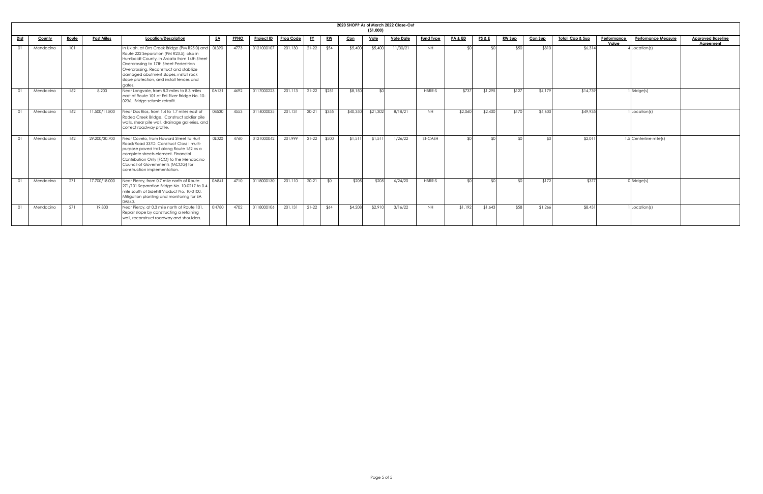# 2020 SHOPP As of March 2022 Close-Out

($1,000)

| Dist | County | Route | Post Miles | Location/Description | EA | PPNO | Project ID | Prog Code | FY | RW | Con | Vote | Vote Date | Fund Type | PA & ED | PS & E | RW Sup | Con Sup | Total Cap & Sup | Performance Value | Perfomance Measure | Approved Baseline Agreement |
|---|---|---|---|---|---|---|---|---|---|---|---|---|---|---|---|---|---|---|---|---|---|---|
| 01 | Mendocino | 101 | | In Ukiah, at Orrs Creek Bridge (PM R25.0) and Route 222 Separation (PM R23.5); also in Humboldt County, in Arcata from 14th Street Overcrossing to 17th Street Pedestrian Overcrossing. Reconstruct and stabilize damaged abutment slopes, install rock slope protection, and install fences and gates. | 0L390 | 4773 | 0121000107 | 201.130 | 21-22 | $54 | $5,400 | $5,400 | 11/30/21 | NH | $0 | $0 | $50 | $810 | $6,314 | 4 | Location(s) | |
| 01 | Mendocino | 162 | 8.200 | Near Longvale, from 8.2 miles to 8.3 miles east of Route 101 at Eel River Bridge No. 10-0236. Bridge seismic retrofit. | 0A131 | 4692 | 0117000223 | 201.113 | 21-22 | $251 | $8,150 | $0 | | HBRR-S | $737 | $1,295 | $127 | $4,179 | $14,739 | 1 | Bridge(s) | |
| 01 | Mendocino | 162 | 11.500/11.800 | Near Dos Rios, from 1.4 to 1.7 miles east of Rodeo Creek Bridge. Construct soldier pile walls, shear pile wall, drainage galleries, and correct roadway profile. | 0B530 | 4553 | 0114000035 | 201.131 | 20-21 | $355 | $40,350 | $21,302 | 8/18/21 | NH | $2,060 | $2,400 | $170 | $4,600 | $49,935 | 1 | Location(s) | |
| 01 | Mendocino | 162 | 29.200/30.700 | Near Covelo, from Howard Street to Hurt Road/Road 337D. Construct Class I multi-purpose paved trail along Route 162 as a complete streets element. Financial Contribution Only (FCO) to the Mendocino Council of Governments (MCOG) for construction implementation. | 0L020 | 4760 | 0121000042 | 201.999 | 21-22 | $500 | $1,511 | $1,511 | 1/26/22 | ST-CASH | $0 | $0 | $0 | $0 | $2,011 | 1.5 | Centerline mile(s) | |
| 01 | Mendocino | 271 | 17.700/18.000 | Near Piercy, from 0.7 mile north of Route 271/101 Separation Bridge No. 10-0217 to 0.4 mile south of Sidehill Viaduct No. 10-0100. Mitigation planting and monitoring for EA 0A840. | 0A841 | 4710 | 0118000130 | 201.110 | 20-21 | $0 | $205 | $205 | 6/24/20 | HBRR-S | $0 | $0 | $0 | $172 | $377 | 0 | Bridge(s) | |
| 01 | Mendocino | 271 | 19.800 | Near Piercy, at 0.3 mile north of Route 101. Repair slope by constructing a retaining wall, reconstruct roadway and shoulders. | 0H780 | 4702 | 0118000106 | 201.131 | 21-22 | $64 | $4,208 | $2,910 | 3/16/22 | NH | $1,192 | $1,643 | $58 | $1,266 | $8,431 | 1 | Location(s) | |